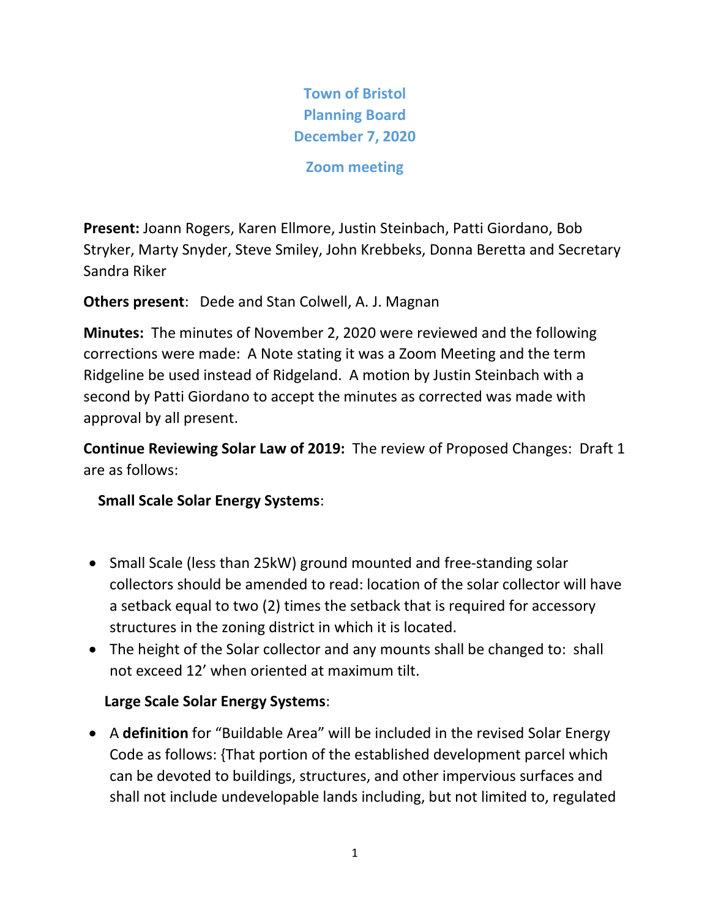# Town of Bristol
## Planning Board
## December 7, 2020

### Zoom meeting

**Present:** Joann Rogers, Karen Ellmore, Justin Steinbach, Patti Giordano, Bob Stryker, Marty Snyder, Steve Smiley, John Krebbeks, Donna Beretta and Secretary Sandra Riker

**Others present**: Dede and Stan Colwell, A. J. Magnan

**Minutes:** The minutes of November 2, 2020 were reviewed and the following corrections were made: A Note stating it was a Zoom Meeting and the term Ridgeline be used instead of Ridgeland. A motion by Justin Steinbach with a second by Patti Giordano to accept the minutes as corrected was made with approval by all present.

**Continue Reviewing Solar Law of 2019:** The review of Proposed Changes: Draft 1 are as follows:

**Small Scale Solar Energy Systems**:

- Small Scale (less than 25kW) ground mounted and free-standing solar collectors should be amended to read: location of the solar collector will have a setback equal to two (2) times the setback that is required for accessory structures in the zoning district in which it is located.
- The height of the Solar collector and any mounts shall be changed to: shall not exceed 12' when oriented at maximum tilt.

**Large Scale Solar Energy Systems**:

- A **definition** for "Buildable Area" will be included in the revised Solar Energy Code as follows: {That portion of the established development parcel which can be devoted to buildings, structures, and other impervious surfaces and shall not include undevelopable lands including, but not limited to, regulated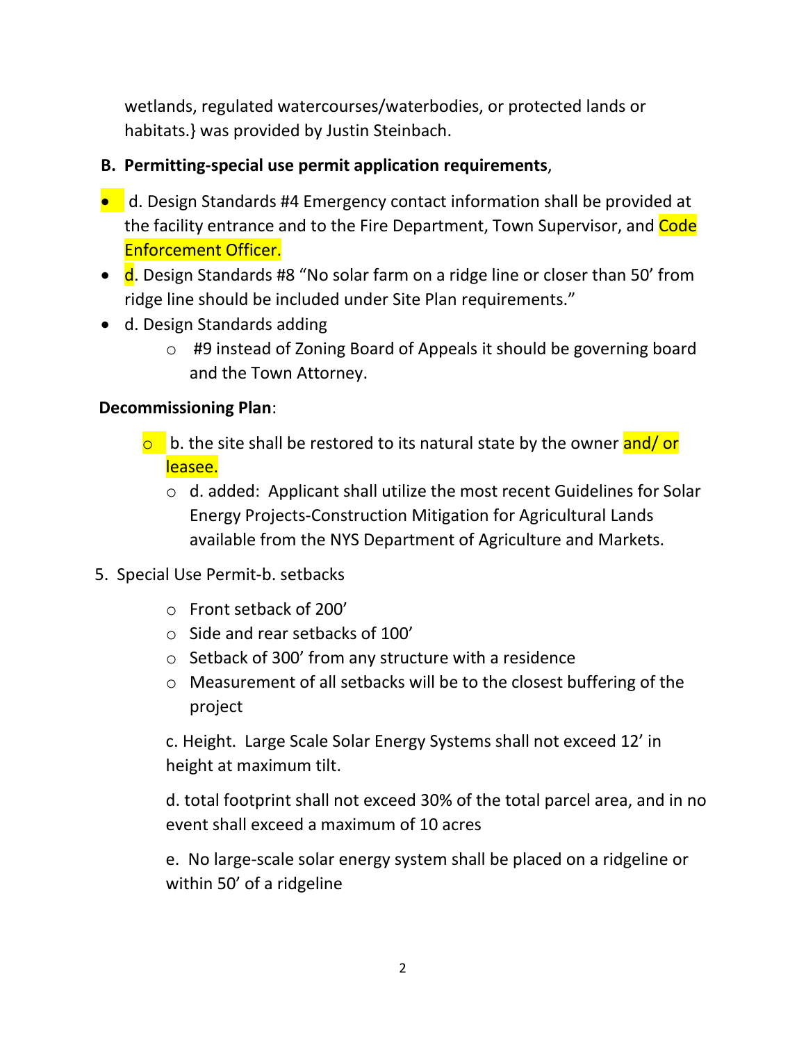wetlands, regulated watercourses/waterbodies, or protected lands or habitats.} was provided by Justin Steinbach.

**B. Permitting-special use permit application requirements**,

- d. Design Standards #4 Emergency contact information shall be provided at the facility entrance and to the Fire Department, Town Supervisor, and Code Enforcement Officer.
- d. Design Standards #8 "No solar farm on a ridge line or closer than 50' from ridge line should be included under Site Plan requirements."
- d. Design Standards adding
  - #9 instead of Zoning Board of Appeals it should be governing board and the Town Attorney.

**Decommissioning Plan**:

- b. the site shall be restored to its natural state by the owner and/ or leasee.
- d. added: Applicant shall utilize the most recent Guidelines for Solar Energy Projects-Construction Mitigation for Agricultural Lands available from the NYS Department of Agriculture and Markets.

5. Special Use Permit-b. setbacks
   - Front setback of 200'
   - Side and rear setbacks of 100'
   - Setback of 300' from any structure with a residence
   - Measurement of all setbacks will be to the closest buffering of the project

   c. Height. Large Scale Solar Energy Systems shall not exceed 12' in height at maximum tilt.

   d. total footprint shall not exceed 30% of the total parcel area, and in no event shall exceed a maximum of 10 acres

   e. No large-scale solar energy system shall be placed on a ridgeline or within 50' of a ridgeline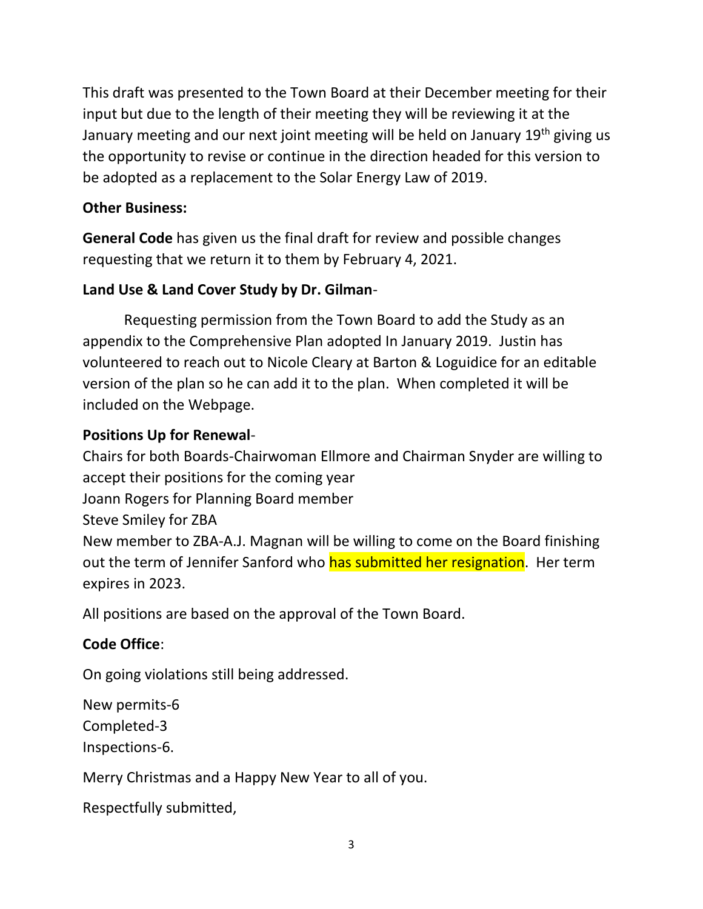This draft was presented to the Town Board at their December meeting for their input but due to the length of their meeting they will be reviewing it at the January meeting and our next joint meeting will be held on January 19th giving us the opportunity to revise or continue in the direction headed for this version to be adopted as a replacement to the Solar Energy Law of 2019.

**Other Business:**

**General Code** has given us the final draft for review and possible changes requesting that we return it to them by February 4, 2021.

**Land Use & Land Cover Study by Dr. Gilman**-

Requesting permission from the Town Board to add the Study as an appendix to the Comprehensive Plan adopted In January 2019. Justin has volunteered to reach out to Nicole Cleary at Barton & Loguidice for an editable version of the plan so he can add it to the plan. When completed it will be included on the Webpage.

**Positions Up for Renewal**-

Chairs for both Boards-Chairwoman Ellmore and Chairman Snyder are willing to accept their positions for the coming year
Joann Rogers for Planning Board member
Steve Smiley for ZBA
New member to ZBA-A.J. Magnan will be willing to come on the Board finishing out the term of Jennifer Sanford who has submitted her resignation. Her term expires in 2023.

All positions are based on the approval of the Town Board.

**Code Office**:

On going violations still being addressed.

New permits-6
Completed-3
Inspections-6.

Merry Christmas and a Happy New Year to all of you.

Respectfully submitted,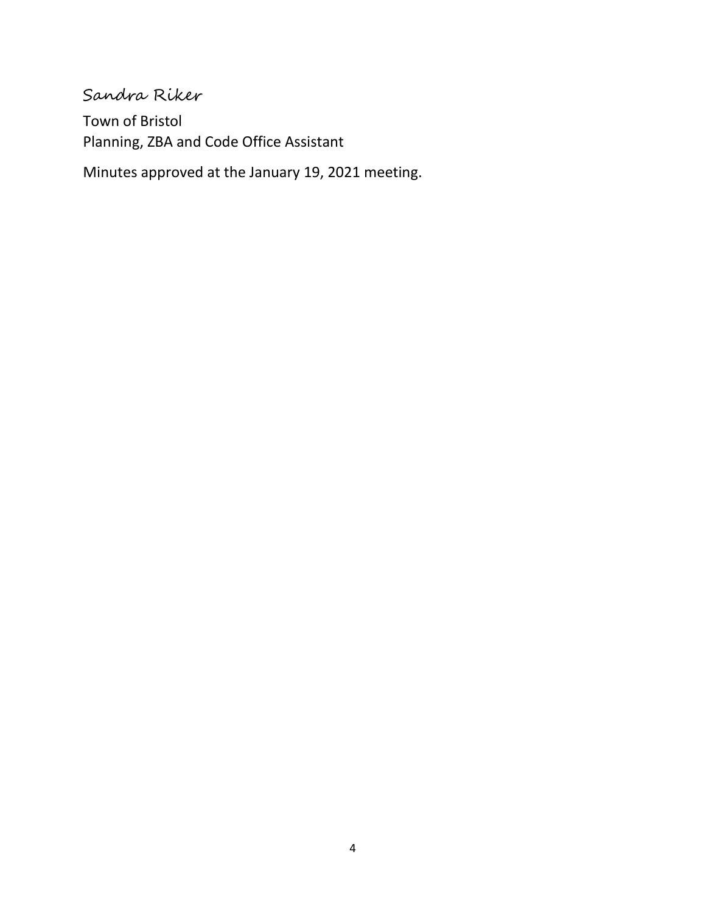Sandra Riker

Town of Bristol
Planning, ZBA and Code Office Assistant

Minutes approved at the January 19, 2021 meeting.